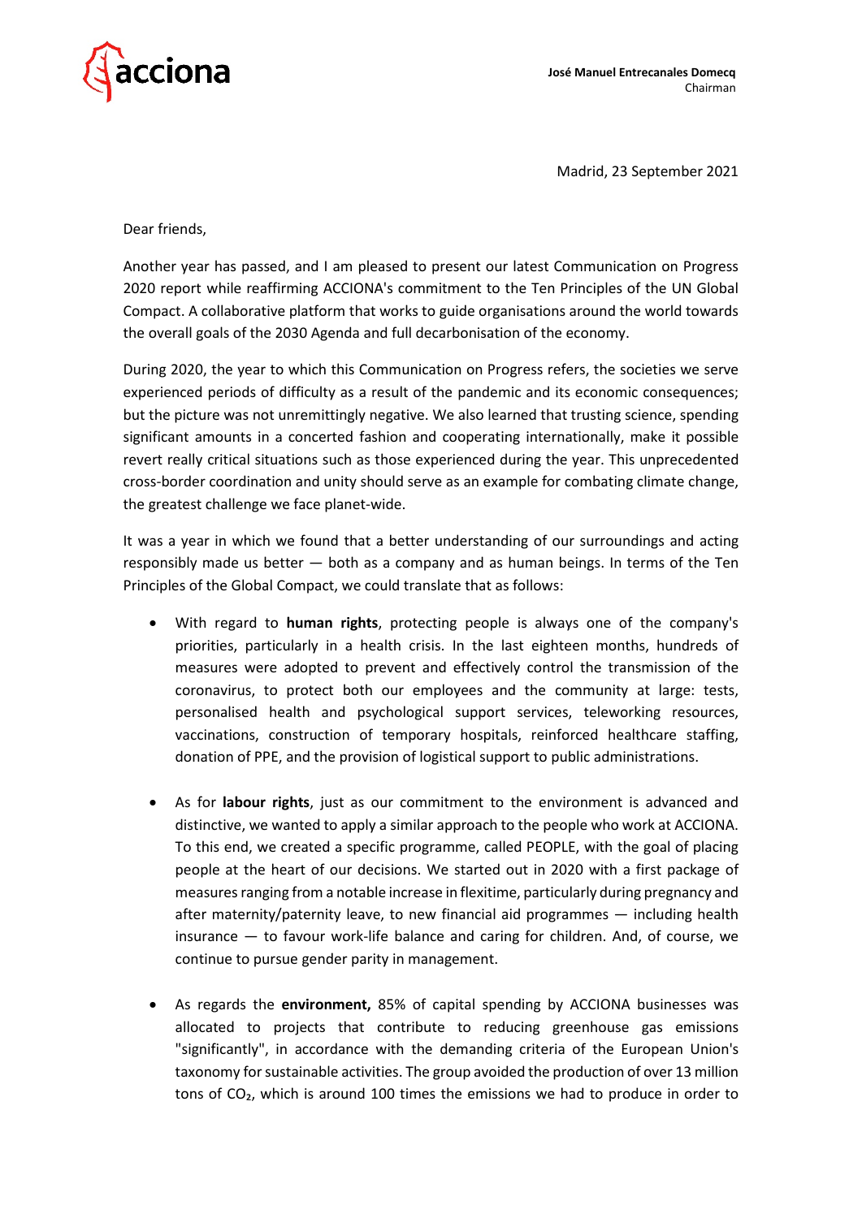acciona

**José Manuel Entrecanales Domecq**
Chairman

Madrid, 23 September 2021

Dear friends,

Another year has passed, and I am pleased to present our latest Communication on Progress 2020 report while reaffirming ACCIONA's commitment to the Ten Principles of the UN Global Compact. A collaborative platform that works to guide organisations around the world towards the overall goals of the 2030 Agenda and full decarbonisation of the economy.

During 2020, the year to which this Communication on Progress refers, the societies we serve experienced periods of difficulty as a result of the pandemic and its economic consequences; but the picture was not unremittingly negative. We also learned that trusting science, spending significant amounts in a concerted fashion and cooperating internationally, make it possible revert really critical situations such as those experienced during the year. This unprecedented cross-border coordination and unity should serve as an example for combating climate change, the greatest challenge we face planet-wide.

It was a year in which we found that a better understanding of our surroundings and acting responsibly made us better — both as a company and as human beings. In terms of the Ten Principles of the Global Compact, we could translate that as follows:

- With regard to **human rights**, protecting people is always one of the company's priorities, particularly in a health crisis. In the last eighteen months, hundreds of measures were adopted to prevent and effectively control the transmission of the coronavirus, to protect both our employees and the community at large: tests, personalised health and psychological support services, teleworking resources, vaccinations, construction of temporary hospitals, reinforced healthcare staffing, donation of PPE, and the provision of logistical support to public administrations.

- As for **labour rights**, just as our commitment to the environment is advanced and distinctive, we wanted to apply a similar approach to the people who work at ACCIONA. To this end, we created a specific programme, called PEOPLE, with the goal of placing people at the heart of our decisions. We started out in 2020 with a first package of measures ranging from a notable increase in flexitime, particularly during pregnancy and after maternity/paternity leave, to new financial aid programmes — including health insurance — to favour work-life balance and caring for children. And, of course, we continue to pursue gender parity in management.

- As regards the **environment,** 85% of capital spending by ACCIONA businesses was allocated to projects that contribute to reducing greenhouse gas emissions "significantly", in accordance with the demanding criteria of the European Union's taxonomy for sustainable activities. The group avoided the production of over 13 million tons of $CO_2$, which is around 100 times the emissions we had to produce in order to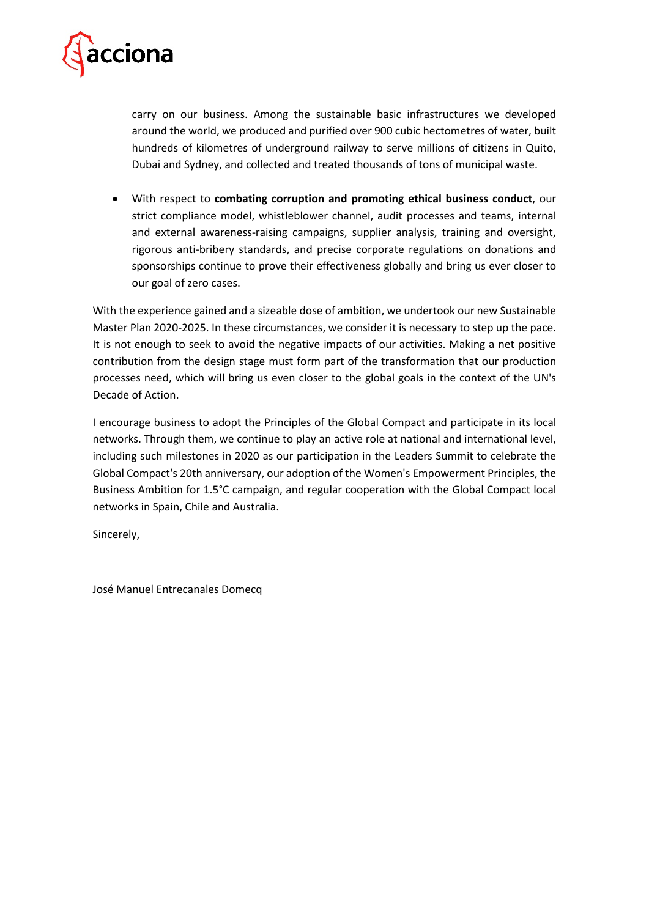carry on our business. Among the sustainable basic infrastructures we developed around the world, we produced and purified over 900 cubic hectometres of water, built hundreds of kilometres of underground railway to serve millions of citizens in Quito, Dubai and Sydney, and collected and treated thousands of tons of municipal waste.

- With respect to **combating corruption and promoting ethical business conduct**, our strict compliance model, whistleblower channel, audit processes and teams, internal and external awareness-raising campaigns, supplier analysis, training and oversight, rigorous anti-bribery standards, and precise corporate regulations on donations and sponsorships continue to prove their effectiveness globally and bring us ever closer to our goal of zero cases.

With the experience gained and a sizeable dose of ambition, we undertook our new Sustainable Master Plan 2020-2025. In these circumstances, we consider it is necessary to step up the pace. It is not enough to seek to avoid the negative impacts of our activities. Making a net positive contribution from the design stage must form part of the transformation that our production processes need, which will bring us even closer to the global goals in the context of the UN's Decade of Action.

I encourage business to adopt the Principles of the Global Compact and participate in its local networks. Through them, we continue to play an active role at national and international level, including such milestones in 2020 as our participation in the Leaders Summit to celebrate the Global Compact's 20th anniversary, our adoption of the Women's Empowerment Principles, the Business Ambition for 1.5°C campaign, and regular cooperation with the Global Compact local networks in Spain, Chile and Australia.

Sincerely,

José Manuel Entrecanales Domecq